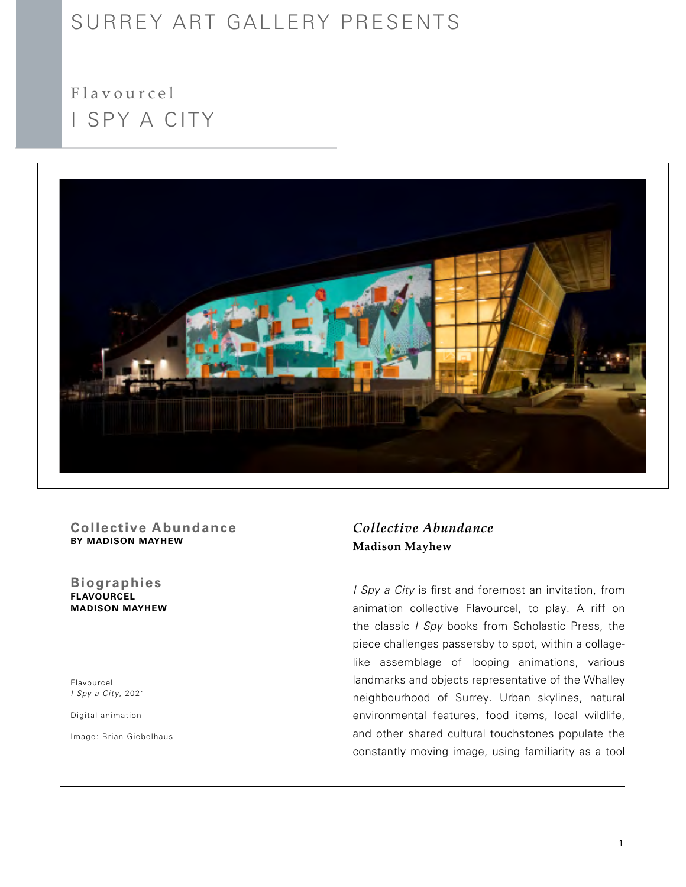SURREY ART GALLERY PRESENTS

Flavourcel

# I SPY A CITY

**Collective Abundance**
**BY MADISON MAYHEW**

**Biographies**
**FLAVOURCEL**
**MADISON MAYHEW**

Flavourcel
*I Spy a City*, 2021

Digital animation

Image: Brian Giebelhaus

## *Collective Abundance*

**Madison Mayhew**

*I Spy a City* is first and foremost an invitation, from animation collective Flavourcel, to play. A riff on the classic *I Spy* books from Scholastic Press, the piece challenges passersby to spot, within a collage-like assemblage of looping animations, various landmarks and objects representative of the Whalley neighbourhood of Surrey. Urban skylines, natural environmental features, food items, local wildlife, and other shared cultural touchstones populate the constantly moving image, using familiarity as a tool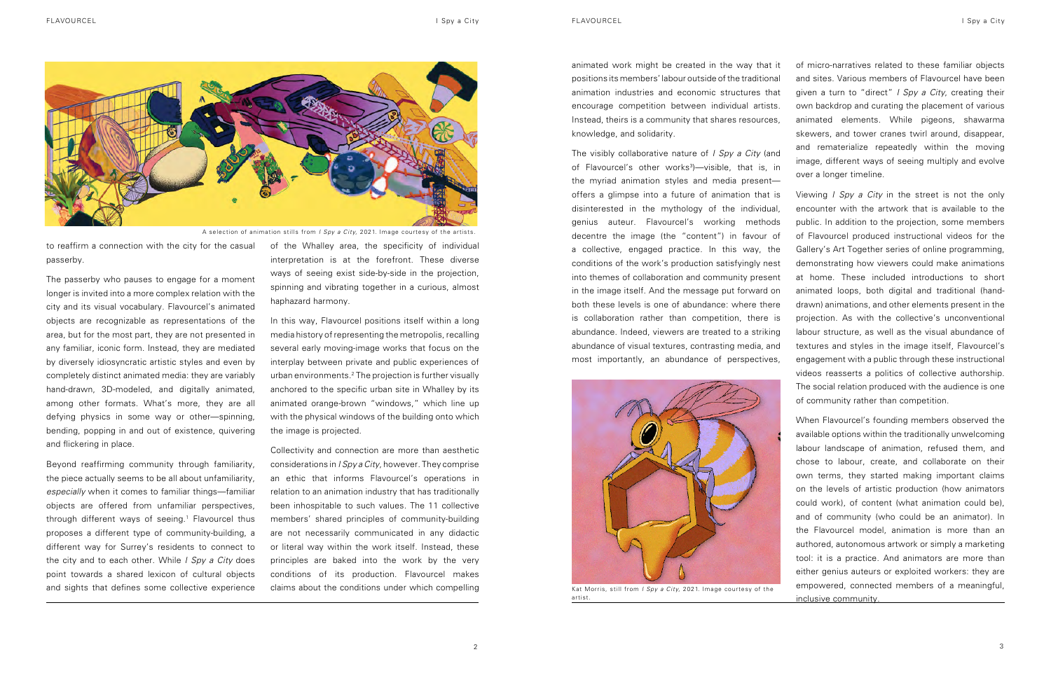A selection of animation stills from *I Spy a City*, 2021. Image courtesy of the artists.

to reaffirm a connection with the city for the casual passerby.

The passerby who pauses to engage for a moment longer is invited into a more complex relation with the city and its visual vocabulary. Flavourcel's animated objects are recognizable as representations of the area, but for the most part, they are not presented in any familiar, iconic form. Instead, they are mediated by diversely idiosyncratic artistic styles and even by completely distinct animated media: they are variably hand-drawn, 3D-modeled, and digitally animated, among other formats. What's more, they are all defying physics in some way or other—spinning, bending, popping in and out of existence, quivering and flickering in place.

Beyond reaffirming community through familiarity, the piece actually seems to be all about unfamiliarity, *especially* when it comes to familiar things—familiar objects are offered from unfamiliar perspectives, through different ways of seeing.[1] Flavourcel thus proposes a different type of community-building, a different way for Surrey's residents to connect to the city and to each other. While *I Spy a City* does point towards a shared lexicon of cultural objects and sights that defines some collective experience of the Whalley area, the specificity of individual interpretation is at the forefront. These diverse ways of seeing exist side-by-side in the projection, spinning and vibrating together in a curious, almost haphazard harmony.

In this way, Flavourcel positions itself within a long media history of representing the metropolis, recalling several early moving-image works that focus on the interplay between private and public experiences of urban environments.[2] The projection is further visually anchored to the specific urban site in Whalley by its animated orange-brown "windows," which line up with the physical windows of the building onto which the image is projected.

Collectivity and connection are more than aesthetic considerations in *I Spy a City*, however. They comprise an ethic that informs Flavourcel's operations in relation to an animation industry that has traditionally been inhospitable to such values. The 11 collective members' shared principles of community-building are not necessarily communicated in any didactic or literal way within the work itself. Instead, these principles are baked into the work by the very conditions of its production. Flavourcel makes claims about the conditions under which compelling animated work might be created in the way that it positions its members' labour outside of the traditional animation industries and economic structures that encourage competition between individual artists. Instead, theirs is a community that shares resources, knowledge, and solidarity.

The visibly collaborative nature of *I Spy a City* (and of Flavourcel's other works[3])—visible, that is, in the myriad animation styles and media present—offers a glimpse into a future of animation that is disinterested in the mythology of the individual, genius auteur. Flavourcel's working methods decentre the image (the "content") in favour of a collective, engaged practice. In this way, the conditions of the work's production satisfyingly nest into themes of collaboration and community present in the image itself. And the message put forward on both these levels is one of abundance: where there is collaboration rather than competition, there is abundance. Indeed, viewers are treated to a striking abundance of visual textures, contrasting media, and most importantly, an abundance of perspectives, of micro-narratives related to these familiar objects and sites. Various members of Flavourcel have been given a turn to "direct" *I Spy a City*, creating their own backdrop and curating the placement of various animated elements. While pigeons, shawarma skewers, and tower cranes twirl around, disappear, and rematerialize repeatedly within the moving image, different ways of seeing multiply and evolve over a longer timeline.

Kat Morris, still from *I Spy a City*, 2021. Image courtesy of the artist.

Viewing *I Spy a City* in the street is not the only encounter with the artwork that is available to the public. In addition to the projection, some members of Flavourcel produced instructional videos for the Gallery's Art Together series of online programming, demonstrating how viewers could make animations at home. These included introductions to short animated loops, both digital and traditional (hand-drawn) animations, and other elements present in the projection. As with the collective's unconventional labour structure, as well as the visual abundance of textures and styles in the image itself, Flavourcel's engagement with a public through these instructional videos reasserts a politics of collective authorship. The social relation produced with the audience is one of community rather than competition.

When Flavourcel's founding members observed the available options within the traditionally unwelcoming labour landscape of animation, refused them, and chose to labour, create, and collaborate on their own terms, they started making important claims on the levels of artistic production (how animators could work), of content (what animation could be), and of community (who could be an animator). In the Flavourcel model, animation is more than an authored, autonomous artwork or simply a marketing tool: it is a practice. And animators are more than either genius auteurs or exploited workers: they are empowered, connected members of a meaningful, inclusive community.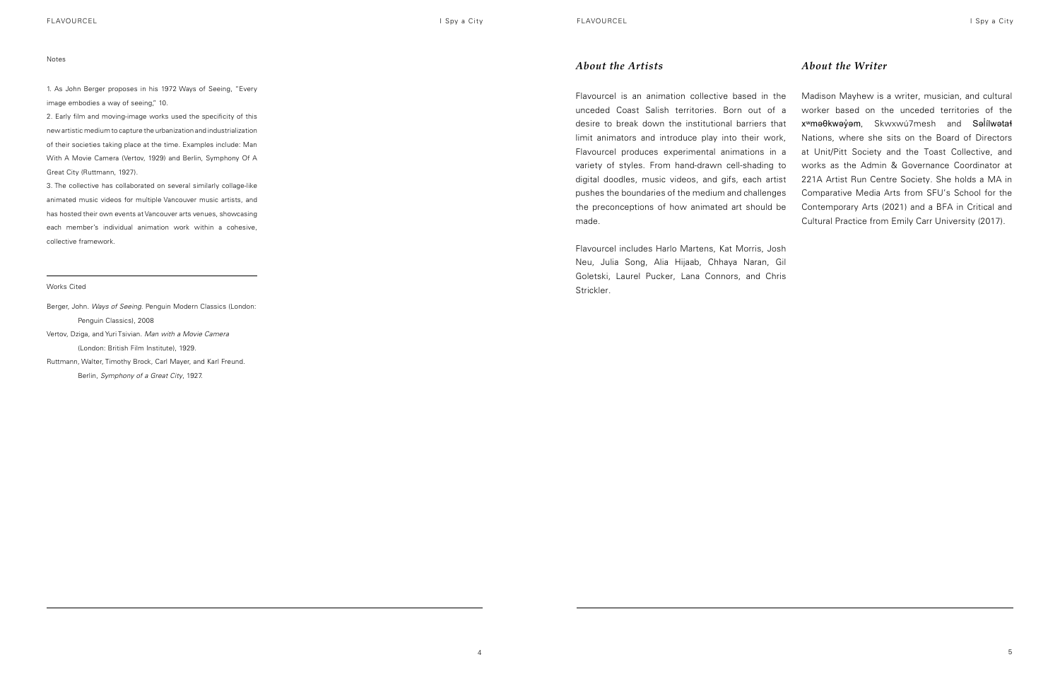Notes

1. As John Berger proposes in his 1972 Ways of Seeing, "Every image embodies a way of seeing," 10.

2. Early film and moving-image works used the specificity of this new artistic medium to capture the urbanization and industrialization of their societies taking place at the time. Examples include: Man With A Movie Camera (Vertov, 1929) and Berlin, Symphony Of A Great City (Ruttmann, 1927).

3. The collective has collaborated on several similarly collage-like animated music videos for multiple Vancouver music artists, and has hosted their own events at Vancouver arts venues, showcasing each member's individual animation work within a cohesive, collective framework.

Works Cited

Berger, John. *Ways of Seeing*. Penguin Modern Classics (London: Penguin Classics), 2008

Vertov, Dziga, and Yuri Tsivian. *Man with a Movie Camera* (London: British Film Institute), 1929.

Ruttmann, Walter, Timothy Brock, Carl Mayer, and Karl Freund. Berlin, *Symphony of a Great City*, 1927.

## *About the Artists*

Flavourcel is an animation collective based in the unceded Coast Salish territories. Born out of a desire to break down the institutional barriers that limit animators and introduce play into their work, Flavourcel produces experimental animations in a variety of styles. From hand-drawn cell-shading to digital doodles, music videos, and gifs, each artist pushes the boundaries of the medium and challenges the preconceptions of how animated art should be made.

Flavourcel includes Harlo Martens, Kat Morris, Josh Neu, Julia Song, Alia Hijaab, Chhaya Naran, Gil Goletski, Laurel Pucker, Lana Connors, and Chris Strickler.

## *About the Writer*

Madison Mayhew is a writer, musician, and cultural worker based on the unceded territories of the xʷməθkwəy̓əm, Skwxwú7mesh and Səl̓ílwətaɬ Nations, where she sits on the Board of Directors at Unit/Pitt Society and the Toast Collective, and works as the Admin & Governance Coordinator at 221A Artist Run Centre Society. She holds a MA in Comparative Media Arts from SFU's School for the Contemporary Arts (2021) and a BFA in Critical and Cultural Practice from Emily Carr University (2017).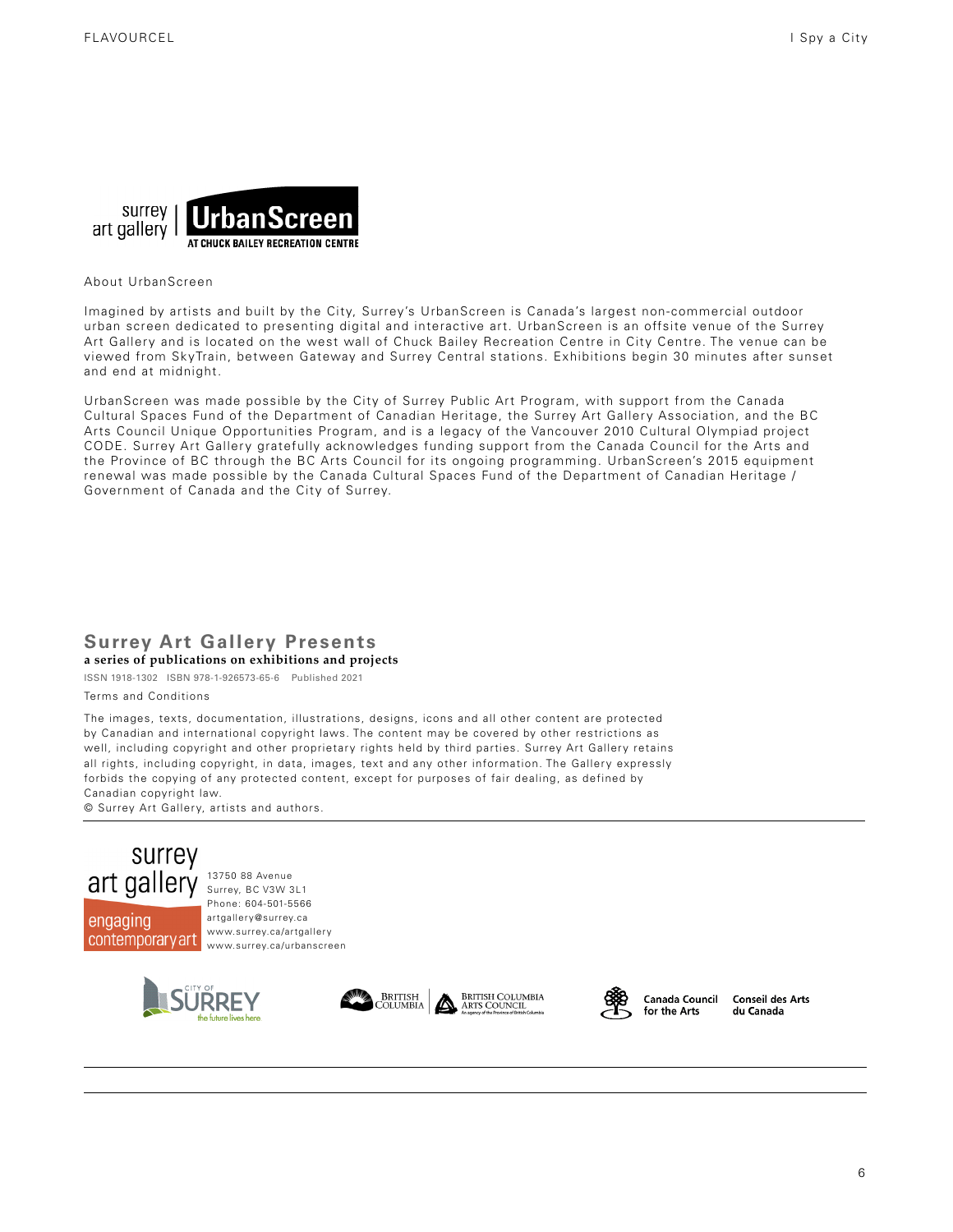surrey art gallery | UrbanScreen AT CHUCK BAILEY RECREATION CENTRE

About UrbanScreen

Imagined by artists and built by the City, Surrey's UrbanScreen is Canada's largest non-commercial outdoor urban screen dedicated to presenting digital and interactive art. UrbanScreen is an offsite venue of the Surrey Art Gallery and is located on the west wall of Chuck Bailey Recreation Centre in City Centre. The venue can be viewed from SkyTrain, between Gateway and Surrey Central stations. Exhibitions begin 30 minutes after sunset and end at midnight.

UrbanScreen was made possible by the City of Surrey Public Art Program, with support from the Canada Cultural Spaces Fund of the Department of Canadian Heritage, the Surrey Art Gallery Association, and the BC Arts Council Unique Opportunities Program, and is a legacy of the Vancouver 2010 Cultural Olympiad project CODE. Surrey Art Gallery gratefully acknowledges funding support from the Canada Council for the Arts and the Province of BC through the BC Arts Council for its ongoing programming. UrbanScreen's 2015 equipment renewal was made possible by the Canada Cultural Spaces Fund of the Department of Canadian Heritage / Government of Canada and the City of Surrey.

## Surrey Art Gallery Presents

**a series of publications on exhibitions and projects**

ISSN 1918-1302 ISBN 978-1-926573-65-6 Published 2021

Terms and Conditions

The images, texts, documentation, illustrations, designs, icons and all other content are protected by Canadian and international copyright laws. The content may be covered by other restrictions as well, including copyright and other proprietary rights held by third parties. Surrey Art Gallery retains all rights, including copyright, in data, images, text and any other information. The Gallery expressly forbids the copying of any protected content, except for purposes of fair dealing, as defined by Canadian copyright law.

© Surrey Art Gallery, artists and authors.

surrey art gallery
engaging contemporary art

13750 88 Avenue
Surrey, BC V3W 3L1
Phone: 604-501-5566
artgallery@surrey.ca
www.surrey.ca/artgallery
www.surrey.ca/urbanscreen

City of Surrey — the future lives here

British Columbia | British Columbia Arts Council — An agency of the Province of British Columbia

Canada Council for the Arts | Conseil des Arts du Canada